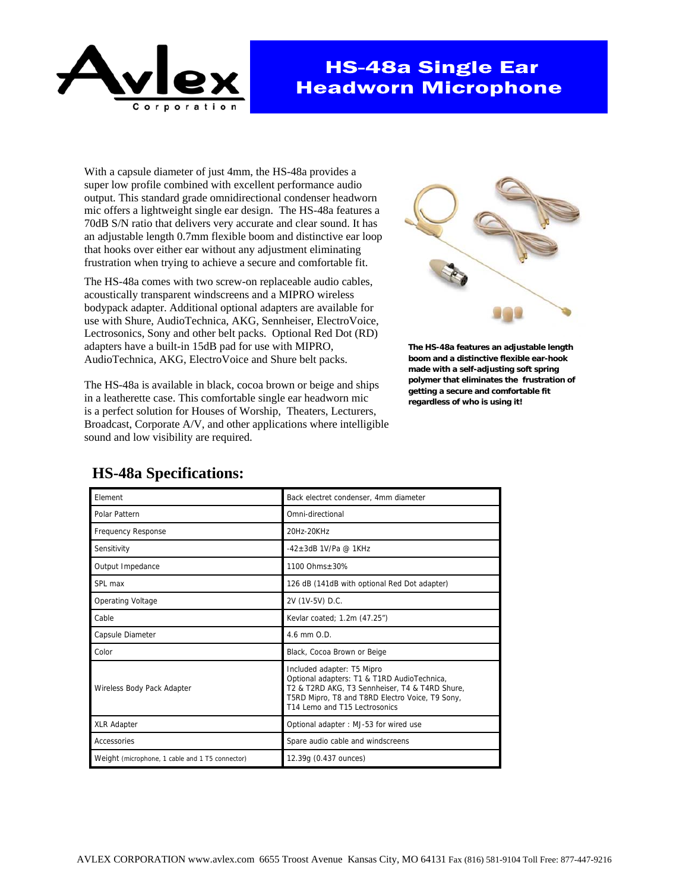# HS-48a Single Ear Headworn Microphone

With a capsule diameter of just 4mm, the HS-48a provides a super low profile combined with excellent performance audio output. This standard grade omnidirectional condenser headworn mic offers a lightweight single ear design. The HS-48a features a 70dB S/N ratio that delivers very accurate and clear sound. It has an adjustable length 0.7mm flexible boom and distinctive ear loop that hooks over either ear without any adjustment eliminating frustration when trying to achieve a secure and comfortable fit.

The HS-48a comes with two screw-on replaceable audio cables, acoustically transparent windscreens and a MIPRO wireless bodypack adapter. Additional optional adapters are available for use with Shure, AudioTechnica, AKG, Sennheiser, ElectroVoice, Lectrosonics, Sony and other belt packs. Optional Red Dot (RD) adapters have a built-in 15dB pad for use with MIPRO, AudioTechnica, AKG, ElectroVoice and Shure belt packs.

The HS-48a is available in black, cocoa brown or beige and ships in a leatherette case. This comfortable single ear headworn mic is a perfect solution for Houses of Worship, Theaters, Lecturers, Broadcast, Corporate A/V, and other applications where intelligible sound and low visibility are required.

**The HS-48a features an adjustable length boom and a distinctive flexible ear-hook made with a self-adjusting soft spring polymer that eliminates the frustration of getting a secure and comfortable fit regardless of who is using it!**

## HS-48a Specifications:

| | |
|---|---|
| Element | Back electret condenser, 4mm diameter |
| Polar Pattern | Omni-directional |
| Frequency Response | 20Hz-20KHz |
| Sensitivity | -42±3dB 1V/Pa @ 1KHz |
| Output Impedance | 1100 Ohms±30% |
| SPL max | 126 dB (141dB with optional Red Dot adapter) |
| Operating Voltage | 2V (1V-5V) D.C. |
| Cable | Kevlar coated; 1.2m (47.25") |
| Capsule Diameter | 4.6 mm O.D. |
| Color | Black, Cocoa Brown or Beige |
| Wireless Body Pack Adapter | Included adapter: T5 Mipro<br>Optional adapters: T1 & T1RD AudioTechnica, T2 & T2RD AKG, T3 Sennheiser, T4 & T4RD Shure, T5RD Mipro, T8 and T8RD Electro Voice, T9 Sony, T14 Lemo and T15 Lectrosonics |
| XLR Adapter | Optional adapter : MJ-53 for wired use |
| Accessories | Spare audio cable and windscreens |
| Weight (microphone, 1 cable and 1 T5 connector) | 12.39g (0.437 ounces) |

AVLEX CORPORATION www.avlex.com 6655 Troost Avenue Kansas City, MO 64131 Fax (816) 581-9104 Toll Free: 877-447-9216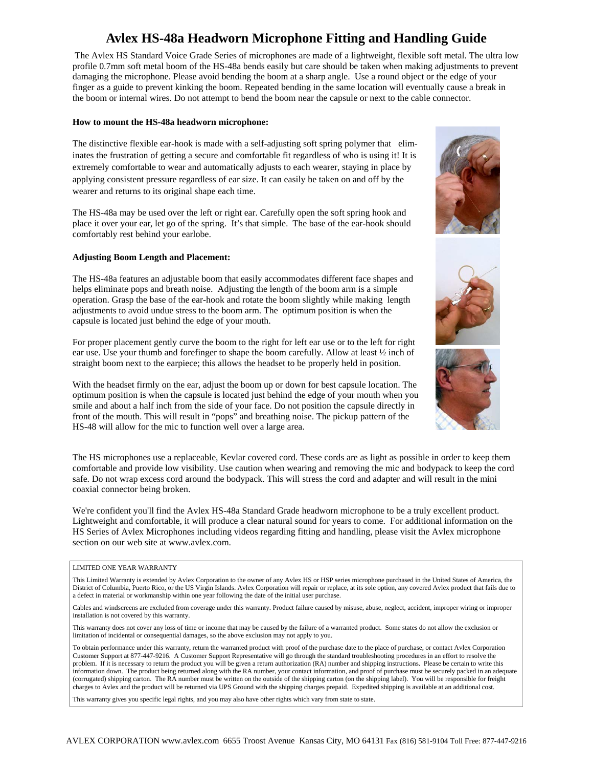# Avlex HS-48a Headworn Microphone Fitting and Handling Guide

The Avlex HS Standard Voice Grade Series of microphones are made of a lightweight, flexible soft metal. The ultra low profile 0.7mm soft metal boom of the HS-48a bends easily but care should be taken when making adjustments to prevent damaging the microphone. Please avoid bending the boom at a sharp angle. Use a round object or the edge of your finger as a guide to prevent kinking the boom. Repeated bending in the same location will eventually cause a break in the boom or internal wires. Do not attempt to bend the boom near the capsule or next to the cable connector.

**How to mount the HS-48a headworn microphone:**

The distinctive flexible ear-hook is made with a self-adjusting soft spring polymer that eliminates the frustration of getting a secure and comfortable fit regardless of who is using it! It is extremely comfortable to wear and automatically adjusts to each wearer, staying in place by applying consistent pressure regardless of ear size. It can easily be taken on and off by the wearer and returns to its original shape each time.

The HS-48a may be used over the left or right ear. Carefully open the soft spring hook and place it over your ear, let go of the spring. It's that simple. The base of the ear-hook should comfortably rest behind your earlobe.

**Adjusting Boom Length and Placement:**

The HS-48a features an adjustable boom that easily accommodates different face shapes and helps eliminate pops and breath noise. Adjusting the length of the boom arm is a simple operation. Grasp the base of the ear-hook and rotate the boom slightly while making length adjustments to avoid undue stress to the boom arm. The optimum position is when the capsule is located just behind the edge of your mouth.

For proper placement gently curve the boom to the right for left ear use or to the left for right ear use. Use your thumb and forefinger to shape the boom carefully. Allow at least ½ inch of straight boom next to the earpiece; this allows the headset to be properly held in position.

With the headset firmly on the ear, adjust the boom up or down for best capsule location. The optimum position is when the capsule is located just behind the edge of your mouth when you smile and about a half inch from the side of your face. Do not position the capsule directly in front of the mouth. This will result in "pops" and breathing noise. The pickup pattern of the HS-48 will allow for the mic to function well over a large area.

The HS microphones use a replaceable, Kevlar covered cord. These cords are as light as possible in order to keep them comfortable and provide low visibility. Use caution when wearing and removing the mic and bodypack to keep the cord safe. Do not wrap excess cord around the bodypack. This will stress the cord and adapter and will result in the mini coaxial connector being broken.

We're confident you'll find the Avlex HS-48a Standard Grade headworn microphone to be a truly excellent product. Lightweight and comfortable, it will produce a clear natural sound for years to come. For additional information on the HS Series of Avlex Microphones including videos regarding fitting and handling, please visit the Avlex microphone section on our web site at www.avlex.com.

LIMITED ONE YEAR WARRANTY

This Limited Warranty is extended by Avlex Corporation to the owner of any Avlex HS or HSP series microphone purchased in the United States of America, the District of Columbia, Puerto Rico, or the US Virgin Islands. Avlex Corporation will repair or replace, at its sole option, any covered Avlex product that fails due to a defect in material or workmanship within one year following the date of the initial user purchase.

Cables and windscreens are excluded from coverage under this warranty. Product failure caused by misuse, abuse, neglect, accident, improper wiring or improper installation is not covered by this warranty.

This warranty does not cover any loss of time or income that may be caused by the failure of a warranted product. Some states do not allow the exclusion or limitation of incidental or consequential damages, so the above exclusion may not apply to you.

To obtain performance under this warranty, return the warranted product with proof of the purchase date to the place of purchase, or contact Avlex Corporation Customer Support at 877-447-9216. A Customer Support Representative will go through the standard troubleshooting procedures in an effort to resolve the problem. If it is necessary to return the product you will be given a return authorization (RA) number and shipping instructions. Please be certain to write this information down. The product being returned along with the RA number, your contact information, and proof of purchase must be securely packed in an adequate (corrugated) shipping carton. The RA number must be written on the outside of the shipping carton (on the shipping label). You will be responsible for freight charges to Avlex and the product will be returned via UPS Ground with the shipping charges prepaid. Expedited shipping is available at an additional cost.

This warranty gives you specific legal rights, and you may also have other rights which vary from state to state.

AVLEX CORPORATION www.avlex.com 6655 Troost Avenue Kansas City, MO 64131 Fax (816) 581-9104 Toll Free: 877-447-9216